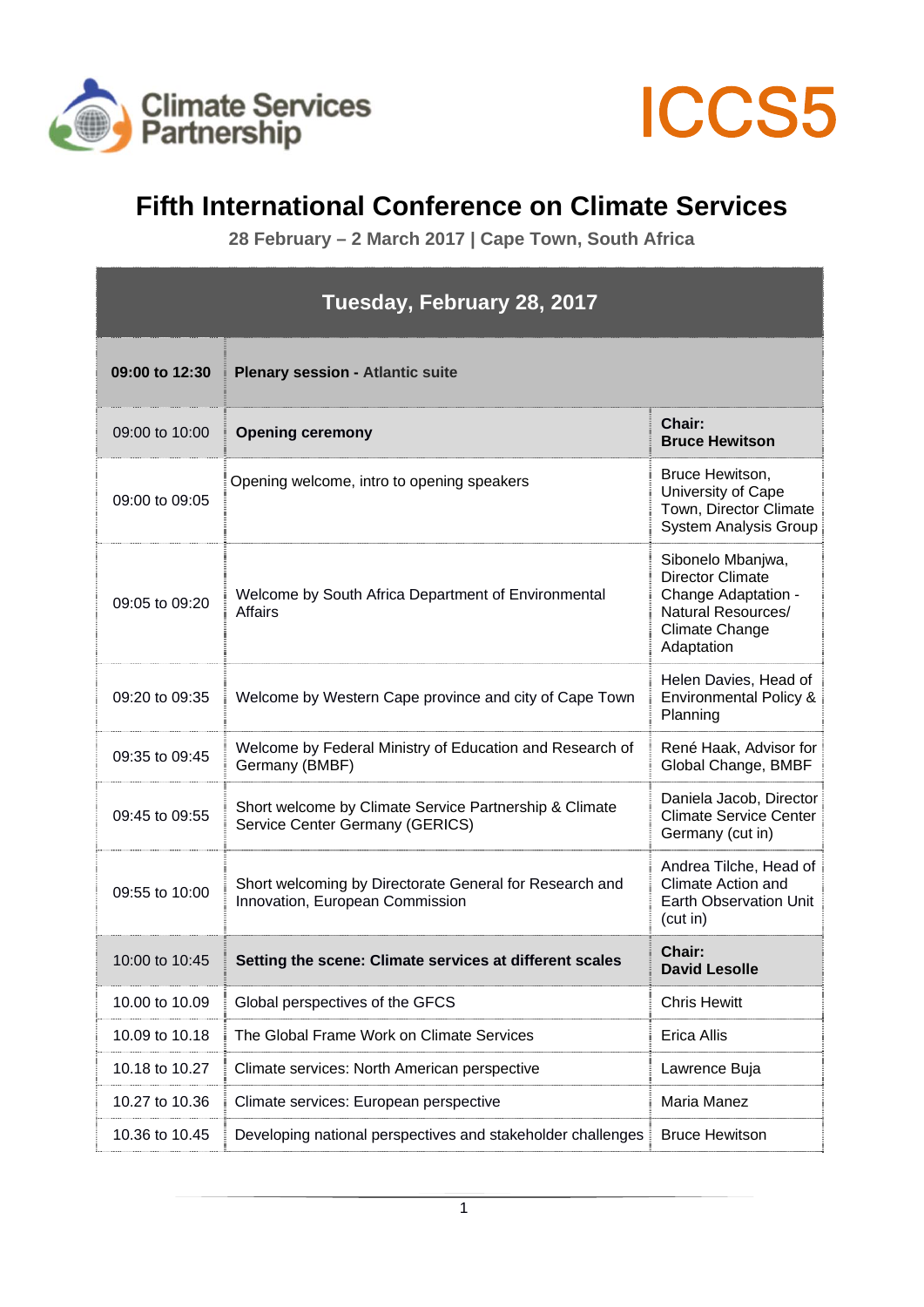Climate Services Partnership

ICCS5

# Fifth International Conference on Climate Services

**28 February – 2 March 2017 | Cape Town, South Africa**

| Tuesday, February 28, 2017 | | |
|---|---|---|
| **09:00 to 12:30** | **Plenary session - Atlantic suite** | |
| 09:00 to 10:00 | **Opening ceremony** | **Chair: Bruce Hewitson** |
| 09:00 to 09:05 | Opening welcome, intro to opening speakers | Bruce Hewitson, University of Cape Town, Director Climate System Analysis Group |
| 09:05 to 09:20 | Welcome by South Africa Department of Environmental Affairs | Sibonelo Mbanjwa, Director Climate Change Adaptation - Natural Resources/ Climate Change Adaptation |
| 09:20 to 09:35 | Welcome by Western Cape province and city of Cape Town | Helen Davies, Head of Environmental Policy & Planning |
| 09:35 to 09:45 | Welcome by Federal Ministry of Education and Research of Germany (BMBF) | René Haak, Advisor for Global Change, BMBF |
| 09:45 to 09:55 | Short welcome by Climate Service Partnership & Climate Service Center Germany (GERICS) | Daniela Jacob, Director Climate Service Center Germany (cut in) |
| 09:55 to 10:00 | Short welcoming by Directorate General for Research and Innovation, European Commission | Andrea Tilche, Head of Climate Action and Earth Observation Unit (cut in) |
| 10:00 to 10:45 | **Setting the scene: Climate services at different scales** | **Chair: David Lesolle** |
| 10.00 to 10.09 | Global perspectives of the GFCS | Chris Hewitt |
| 10.09 to 10.18 | The Global Frame Work on Climate Services | Erica Allis |
| 10.18 to 10.27 | Climate services: North American perspective | Lawrence Buja |
| 10.27 to 10.36 | Climate services: European perspective | Maria Manez |
| 10.36 to 10.45 | Developing national perspectives and stakeholder challenges | Bruce Hewitson |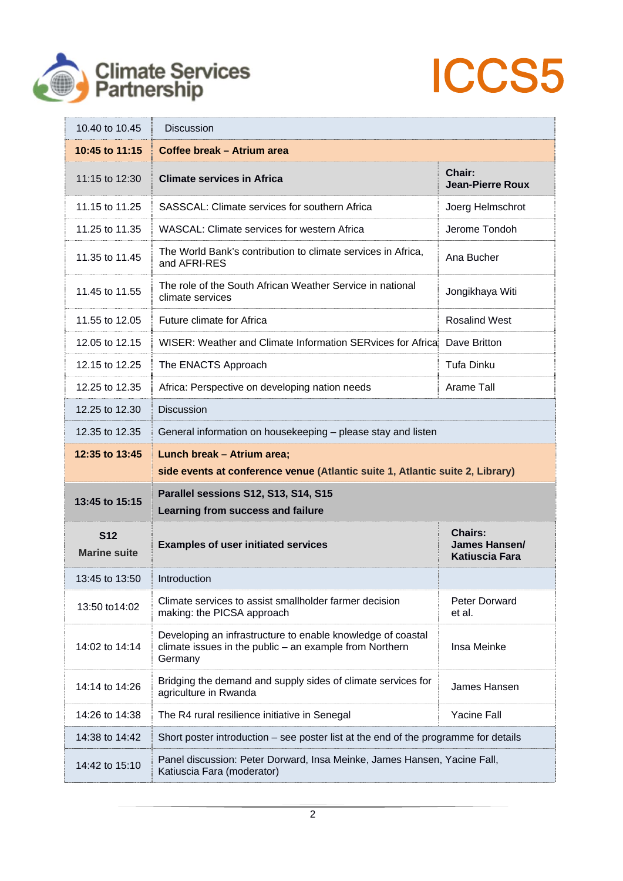| | | |
|---|---|---|
| 10.40 to 10.45 | Discussion | |
| **10:45 to 11:15** | **Coffee break – Atrium area** | |
| 11:15 to 12:30 | **Climate services in Africa** | **Chair: Jean-Pierre Roux** |
| 11.15 to 11.25 | SASSCAL: Climate services for southern Africa | Joerg Helmschrot |
| 11.25 to 11.35 | WASCAL: Climate services for western Africa | Jerome Tondoh |
| 11.35 to 11.45 | The World Bank's contribution to climate services in Africa, and AFRI-RES | Ana Bucher |
| 11.45 to 11.55 | The role of the South African Weather Service in national climate services | Jongikhaya Witi |
| 11.55 to 12.05 | Future climate for Africa | Rosalind West |
| 12.05 to 12.15 | WISER: Weather and Climate Information SERvices for Africa | Dave Britton |
| 12.15 to 12.25 | The ENACTS Approach | Tufa Dinku |
| 12.25 to 12.35 | Africa: Perspective on developing nation needs | Arame Tall |
| 12.25 to 12.30 | Discussion | |
| 12.35 to 12.35 | General information on housekeeping – please stay and listen | |
| **12:35 to 13:45** | **Lunch break – Atrium area;** **side events at conference venue (Atlantic suite 1, Atlantic suite 2, Library)** | |
| **13:45 to 15:15** | **Parallel sessions S12, S13, S14, S15** **Learning from success and failure** | |
| **S12** **Marine suite** | **Examples of user initiated services** | **Chairs: James Hansen/ Katiuscia Fara** |
| 13:45 to 13:50 | Introduction | |
| 13:50 to14:02 | Climate services to assist smallholder farmer decision making: the PICSA approach | Peter Dorward et al. |
| 14:02 to 14:14 | Developing an infrastructure to enable knowledge of coastal climate issues in the public – an example from Northern Germany | Insa Meinke |
| 14:14 to 14:26 | Bridging the demand and supply sides of climate services for agriculture in Rwanda | James Hansen |
| 14:26 to 14:38 | The R4 rural resilience initiative in Senegal | Yacine Fall |
| 14:38 to 14:42 | Short poster introduction – see poster list at the end of the programme for details | |
| 14:42 to 15:10 | Panel discussion: Peter Dorward, Insa Meinke, James Hansen, Yacine Fall, Katiuscia Fara (moderator) | |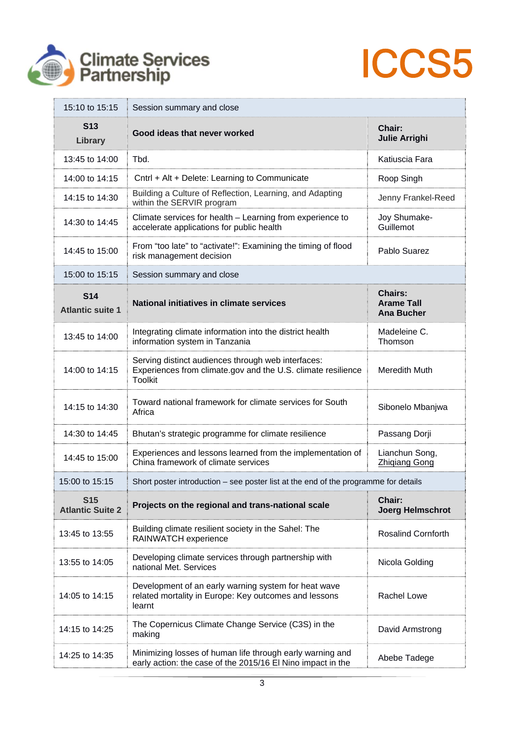| | | |
|---|---|---|
| 15:10 to 15:15 | Session summary and close | |
| **S13 Library** | **Good ideas that never worked** | **Chair: Julie Arrighi** |
| 13:45 to 14:00 | Tbd. | Katiuscia Fara |
| 14:00 to 14:15 | Cntrl + Alt + Delete: Learning to Communicate | Roop Singh |
| 14:15 to 14:30 | Building a Culture of Reflection, Learning, and Adapting within the SERVIR program | Jenny Frankel-Reed |
| 14:30 to 14:45 | Climate services for health – Learning from experience to accelerate applications for public health | Joy Shumake-Guillemot |
| 14:45 to 15:00 | From “too late” to “activate!”: Examining the timing of flood risk management decision | Pablo Suarez |
| 15:00 to 15:15 | Session summary and close | |
| **S14 Atlantic suite 1** | **National initiatives in climate services** | **Chairs: Arame Tall Ana Bucher** |
| 13:45 to 14:00 | Integrating climate information into the district health information system in Tanzania | Madeleine C. Thomson |
| 14:00 to 14:15 | Serving distinct audiences through web interfaces: Experiences from climate.gov and the U.S. climate resilience Toolkit | Meredith Muth |
| 14:15 to 14:30 | Toward national framework for climate services for South Africa | Sibonelo Mbanjwa |
| 14:30 to 14:45 | Bhutan’s strategic programme for climate resilience | Passang Dorji |
| 14:45 to 15:00 | Experiences and lessons learned from the implementation of China framework of climate services | Lianchun Song, Zhiqiang Gong |
| 15:00 to 15:15 | Short poster introduction – see poster list at the end of the programme for details | |
| **S15 Atlantic Suite 2** | **Projects on the regional and trans-national scale** | **Chair: Joerg Helmschrot** |
| 13:45 to 13:55 | Building climate resilient society in the Sahel: The RAINWATCH experience | Rosalind Cornforth |
| 13:55 to 14:05 | Developing climate services through partnership with national Met. Services | Nicola Golding |
| 14:05 to 14:15 | Development of an early warning system for heat wave related mortality in Europe: Key outcomes and lessons learnt | Rachel Lowe |
| 14:15 to 14:25 | The Copernicus Climate Change Service (C3S) in the making | David Armstrong |
| 14:25 to 14:35 | Minimizing losses of human life through early warning and early action: the case of the 2015/16 El Nino impact in the | Abebe Tadege |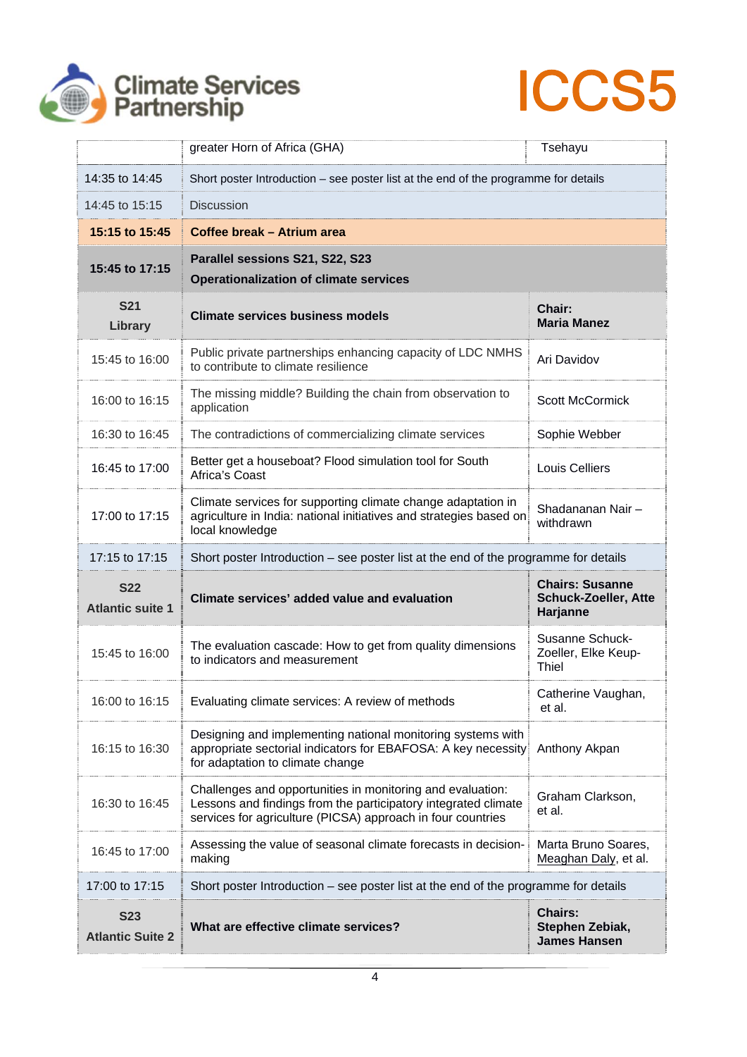| | | |
|---|---|---|
| | greater Horn of Africa (GHA) | Tsehayu |
| 14:35 to 14:45 | Short poster Introduction – see poster list at the end of the programme for details | |
| 14:45 to 15:15 | Discussion | |
| **15:15 to 15:45** | **Coffee break – Atrium area** | |
| **15:45 to 17:15** | **Parallel sessions S21, S22, S23**<br>**Operationalization of climate services** | |
| **S21**<br>**Library** | **Climate services business models** | **Chair:**<br>**Maria Manez** |
| 15:45 to 16:00 | Public private partnerships enhancing capacity of LDC NMHS to contribute to climate resilience | Ari Davidov |
| 16:00 to 16:15 | The missing middle? Building the chain from observation to application | Scott McCormick |
| 16:30 to 16:45 | The contradictions of commercializing climate services | Sophie Webber |
| 16:45 to 17:00 | Better get a houseboat? Flood simulation tool for South Africa's Coast | Louis Celliers |
| 17:00 to 17:15 | Climate services for supporting climate change adaptation in agriculture in India: national initiatives and strategies based on local knowledge | Shadananan Nair – withdrawn |
| 17:15 to 17:15 | Short poster Introduction – see poster list at the end of the programme for details | |
| **S22**<br>**Atlantic suite 1** | **Climate services' added value and evaluation** | **Chairs: Susanne Schuck-Zoeller, Atte Harjanne** |
| 15:45 to 16:00 | The evaluation cascade: How to get from quality dimensions to indicators and measurement | Susanne Schuck-Zoeller, Elke Keup-Thiel |
| 16:00 to 16:15 | Evaluating climate services: A review of methods | Catherine Vaughan, et al. |
| 16:15 to 16:30 | Designing and implementing national monitoring systems with appropriate sectorial indicators for EBAFOSA: A key necessity for adaptation to climate change | Anthony Akpan |
| 16:30 to 16:45 | Challenges and opportunities in monitoring and evaluation: Lessons and findings from the participatory integrated climate services for agriculture (PICSA) approach in four countries | Graham Clarkson, et al. |
| 16:45 to 17:00 | Assessing the value of seasonal climate forecasts in decision-making | Marta Bruno Soares, Meaghan Daly, et al. |
| 17:00 to 17:15 | Short poster Introduction – see poster list at the end of the programme for details | |
| **S23**<br>**Atlantic Suite 2** | **What are effective climate services?** | **Chairs:**<br>**Stephen Zebiak, James Hansen** |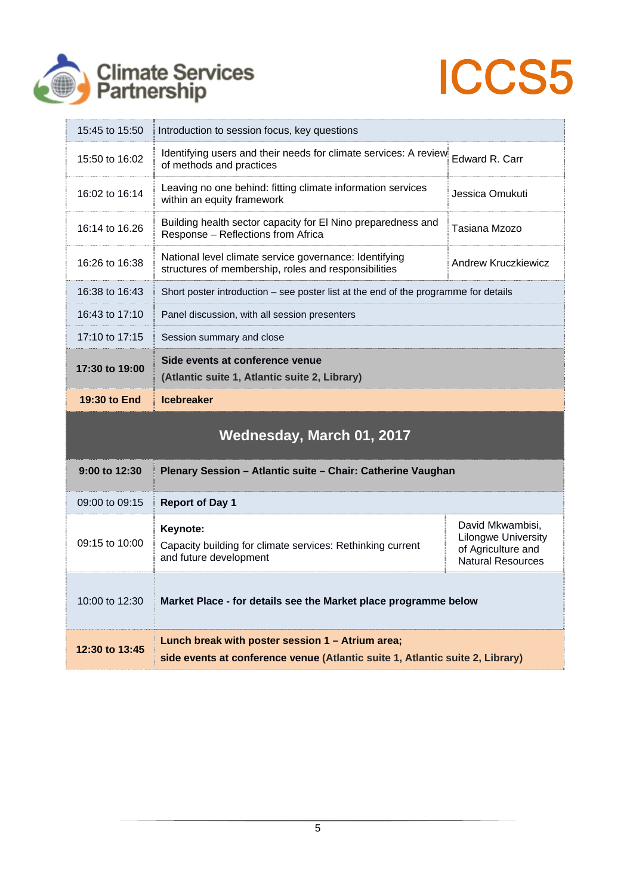| | | |
|---|---|---|
| 15:45 to 15:50 | Introduction to session focus, key questions | |
| 15:50 to 16:02 | Identifying users and their needs for climate services: A review of methods and practices | Edward R. Carr |
| 16:02 to 16:14 | Leaving no one behind: fitting climate information services within an equity framework | Jessica Omukuti |
| 16:14 to 16.26 | Building health sector capacity for El Nino preparedness and Response – Reflections from Africa | Tasiana Mzozo |
| 16:26 to 16:38 | National level climate service governance: Identifying structures of membership, roles and responsibilities | Andrew Kruczkiewicz |
| 16:38 to 16:43 | Short poster introduction – see poster list at the end of the programme for details | |
| 16:43 to 17:10 | Panel discussion, with all session presenters | |
| 17:10 to 17:15 | Session summary and close | |
| **17:30 to 19:00** | **Side events at conference venue (Atlantic suite 1, Atlantic suite 2, Library)** | |
| **19:30 to End** | **Icebreaker** | |

## Wednesday, March 01, 2017

| | | |
|---|---|---|
| **9:00 to 12:30** | **Plenary Session – Atlantic suite – Chair: Catherine Vaughan** | |
| 09:00 to 09:15 | **Report of Day 1** | |
| 09:15 to 10:00 | **Keynote:** Capacity building for climate services: Rethinking current and future development | David Mkwambisi, Lilongwe University of Agriculture and Natural Resources |
| 10:00 to 12:30 | **Market Place - for details see the Market place programme below** | |
| **12:30 to 13:45** | **Lunch break with poster session 1 – Atrium area; side events at conference venue (Atlantic suite 1, Atlantic suite 2, Library)** | |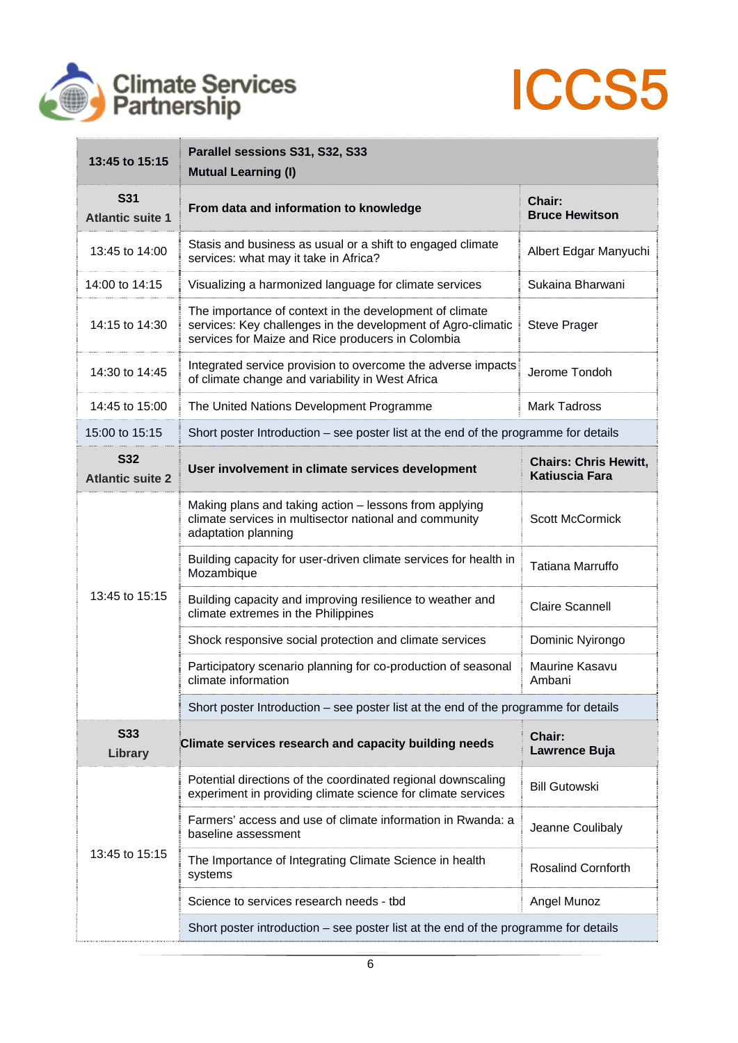| 13:45 to 15:15 | Parallel sessions S31, S32, S33<br>Mutual Learning (I) | |
|---|---|---|
| **S31**<br>**Atlantic suite 1** | **From data and information to knowledge** | **Chair:**<br>**Bruce Hewitson** |
| 13:45 to 14:00 | Stasis and business as usual or a shift to engaged climate services: what may it take in Africa? | Albert Edgar Manyuchi |
| 14:00 to 14:15 | Visualizing a harmonized language for climate services | Sukaina Bharwani |
| 14:15 to 14:30 | The importance of context in the development of climate services: Key challenges in the development of Agro-climatic services for Maize and Rice producers in Colombia | Steve Prager |
| 14:30 to 14:45 | Integrated service provision to overcome the adverse impacts of climate change and variability in West Africa | Jerome Tondoh |
| 14:45 to 15:00 | The United Nations Development Programme | Mark Tadross |
| 15:00 to 15:15 | Short poster Introduction – see poster list at the end of the programme for details | |
| **S32**<br>**Atlantic suite 2** | **User involvement in climate services development** | **Chairs: Chris Hewitt, Katiuscia Fara** |
| 13:45 to 15:15 | Making plans and taking action – lessons from applying climate services in multisector national and community adaptation planning | Scott McCormick |
| | Building capacity for user-driven climate services for health in Mozambique | Tatiana Marruffo |
| | Building capacity and improving resilience to weather and climate extremes in the Philippines | Claire Scannell |
| | Shock responsive social protection and climate services | Dominic Nyirongo |
| | Participatory scenario planning for co-production of seasonal climate information | Maurine Kasavu Ambani |
| | Short poster Introduction – see poster list at the end of the programme for details | |
| **S33**<br>**Library** | **Climate services research and capacity building needs** | **Chair:**<br>**Lawrence Buja** |
| 13:45 to 15:15 | Potential directions of the coordinated regional downscaling experiment in providing climate science for climate services | Bill Gutowski |
| | Farmers' access and use of climate information in Rwanda: a baseline assessment | Jeanne Coulibaly |
| | The Importance of Integrating Climate Science in health systems | Rosalind Cornforth |
| | Science to services research needs - tbd | Angel Munoz |
| | Short poster introduction – see poster list at the end of the programme for details | |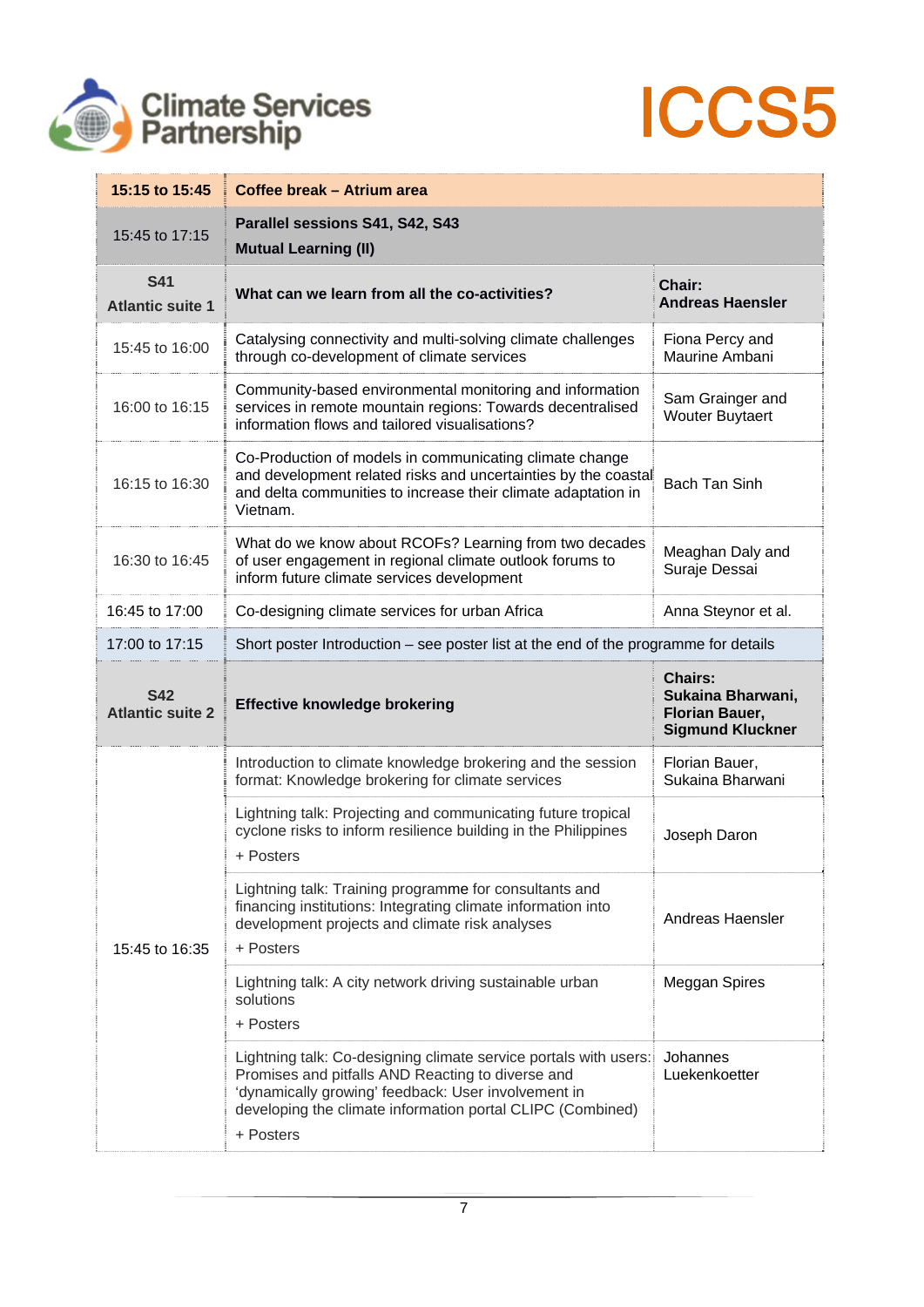| 15:15 to 15:45 | Coffee break – Atrium area | |
|---|---|---|
| 15:45 to 17:15 | **Parallel sessions S41, S42, S43**<br>**Mutual Learning (II)** | |
| **S41**<br>**Atlantic suite 1** | **What can we learn from all the co-activities?** | **Chair:**<br>**Andreas Haensler** |
| 15:45 to 16:00 | Catalysing connectivity and multi-solving climate challenges through co-development of climate services | Fiona Percy and Maurine Ambani |
| 16:00 to 16:15 | Community-based environmental monitoring and information services in remote mountain regions: Towards decentralised information flows and tailored visualisations? | Sam Grainger and Wouter Buytaert |
| 16:15 to 16:30 | Co-Production of models in communicating climate change and development related risks and uncertainties by the coastal and delta communities to increase their climate adaptation in Vietnam. | Bach Tan Sinh |
| 16:30 to 16:45 | What do we know about RCOFs? Learning from two decades of user engagement in regional climate outlook forums to inform future climate services development | Meaghan Daly and Suraje Dessai |
| 16:45 to 17:00 | Co-designing climate services for urban Africa | Anna Steynor et al. |
| 17:00 to 17:15 | Short poster Introduction – see poster list at the end of the programme for details | |
| **S42**<br>**Atlantic suite 2** | **Effective knowledge brokering** | **Chairs:**<br>**Sukaina Bharwani, Florian Bauer, Sigmund Kluckner** |
| 15:45 to 16:35 | Introduction to climate knowledge brokering and the session format: Knowledge brokering for climate services | Florian Bauer, Sukaina Bharwani |
| | Lightning talk: Projecting and communicating future tropical cyclone risks to inform resilience building in the Philippines<br>+ Posters | Joseph Daron |
| | Lightning talk: Training programme for consultants and financing institutions: Integrating climate information into development projects and climate risk analyses<br>+ Posters | Andreas Haensler |
| | Lightning talk: A city network driving sustainable urban solutions<br>+ Posters | Meggan Spires |
| | Lightning talk: Co-designing climate service portals with users: Promises and pitfalls AND Reacting to diverse and 'dynamically growing' feedback: User involvement in developing the climate information portal CLIPC (Combined)<br>+ Posters | Johannes Luekenkoetter |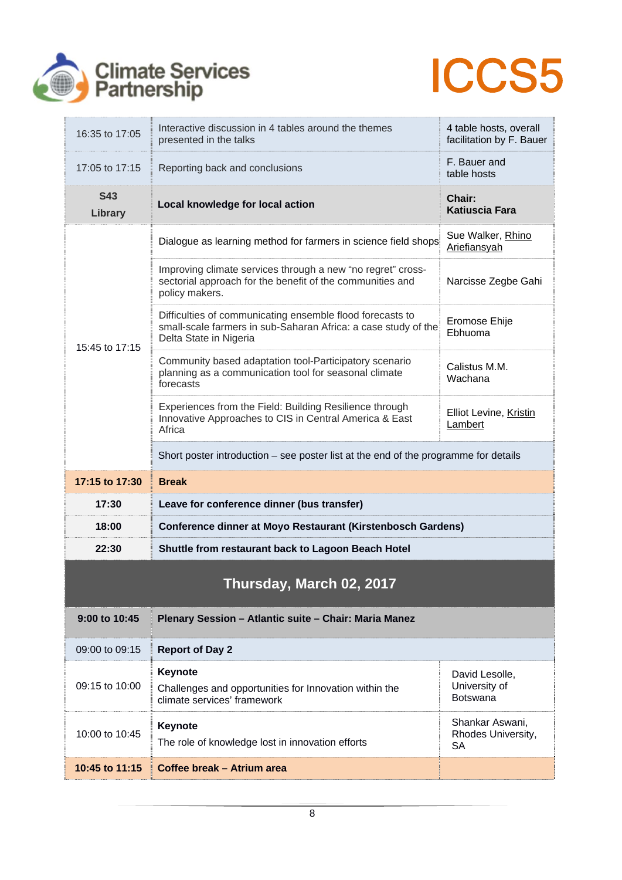| | | |
|---|---|---|
| 16:35 to 17:05 | Interactive discussion in 4 tables around the themes presented in the talks | 4 table hosts, overall facilitation by F. Bauer |
| 17:05 to 17:15 | Reporting back and conclusions | F. Bauer and table hosts |
| **S43 Library** | **Local knowledge for local action** | **Chair: Katiuscia Fara** |
| 15:45 to 17:15 | Dialogue as learning method for farmers in science field shops | Sue Walker, Rhino Ariefiansyah |
| | Improving climate services through a new "no regret" cross-sectoral approach for the benefit of the communities and policy makers. | Narcisse Zegbe Gahi |
| | Difficulties of communicating ensemble flood forecasts to small-scale farmers in sub-Saharan Africa: a case study of the Delta State in Nigeria | Eromose Ehije Ebhuoma |
| | Community based adaptation tool-Participatory scenario planning as a communication tool for seasonal climate forecasts | Calistus M.M. Wachana |
| | Experiences from the Field: Building Resilience through Innovative Approaches to CIS in Central America & East Africa | Elliot Levine, Kristin Lambert |
| | Short poster introduction – see poster list at the end of the programme for details | |
| **17:15 to 17:30** | **Break** | |
| **17:30** | **Leave for conference dinner (bus transfer)** | |
| **18:00** | **Conference dinner at Moyo Restaurant (Kirstenbosch Gardens)** | |
| **22:30** | **Shuttle from restaurant back to Lagoon Beach Hotel** | |

## Thursday, March 02, 2017

| | | |
|---|---|---|
| **9:00 to 10:45** | **Plenary Session – Atlantic suite – Chair: Maria Manez** | |
| 09:00 to 09:15 | **Report of Day 2** | |
| 09:15 to 10:00 | **Keynote**<br>Challenges and opportunities for Innovation within the climate services' framework | David Lesolle, University of Botswana |
| 10:00 to 10:45 | **Keynote**<br>The role of knowledge lost in innovation efforts | Shankar Aswani, Rhodes University, SA |
| **10:45 to 11:15** | **Coffee break – Atrium area** | |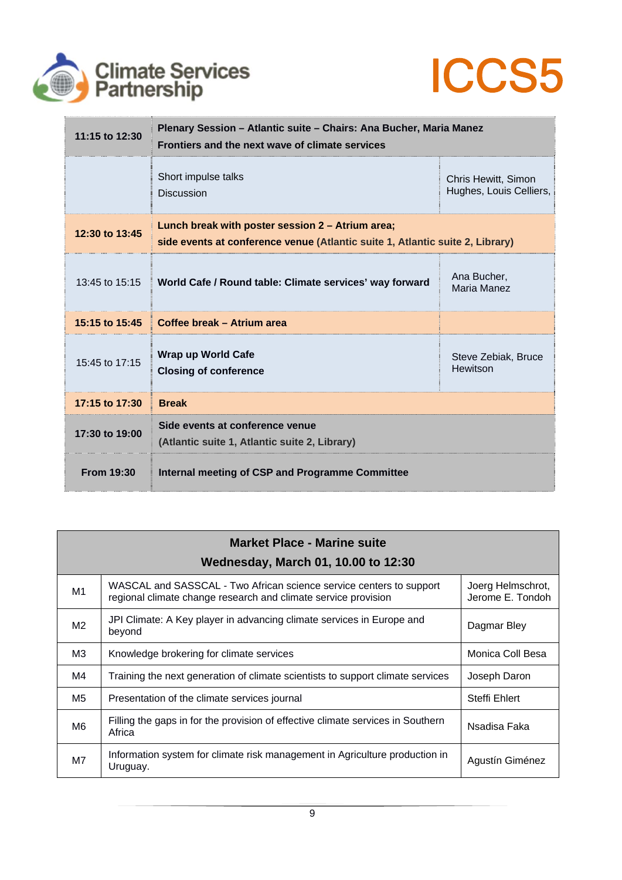| | | |
|---|---|---|
| **11:15 to 12:30** | **Plenary Session – Atlantic suite – Chairs: Ana Bucher, Maria Manez**<br>**Frontiers and the next wave of climate services** | |
| | Short impulse talks<br>Discussion | Chris Hewitt, Simon Hughes, Louis Celliers, |
| **12:30 to 13:45** | **Lunch break with poster session 2 – Atrium area;**<br>**side events at conference venue (Atlantic suite 1, Atlantic suite 2, Library)** | |
| 13:45 to 15:15 | **World Cafe / Round table: Climate services' way forward** | Ana Bucher, Maria Manez |
| **15:15 to 15:45** | **Coffee break – Atrium area** | |
| 15:45 to 17:15 | **Wrap up World Cafe**<br>**Closing of conference** | Steve Zebiak, Bruce Hewitson |
| **17:15 to 17:30** | **Break** | |
| **17:30 to 19:00** | **Side events at conference venue**<br>**(Atlantic suite 1, Atlantic suite 2, Library)** | |
| **From 19:30** | **Internal meeting of CSP and Programme Committee** | |

| **Market Place - Marine suite**<br>**Wednesday, March 01, 10.00 to 12:30** | | |
|---|---|---|
| M1 | WASCAL and SASSCAL - Two African science service centers to support regional climate change research and climate service provision | Joerg Helmschrot, Jerome E. Tondoh |
| M2 | JPI Climate: A Key player in advancing climate services in Europe and beyond | Dagmar Bley |
| M3 | Knowledge brokering for climate services | Monica Coll Besa |
| M4 | Training the next generation of climate scientists to support climate services | Joseph Daron |
| M5 | Presentation of the climate services journal | Steffi Ehlert |
| M6 | Filling the gaps in for the provision of effective climate services in Southern Africa | Nsadisa Faka |
| M7 | Information system for climate risk management in Agriculture production in Uruguay. | Agustín Giménez |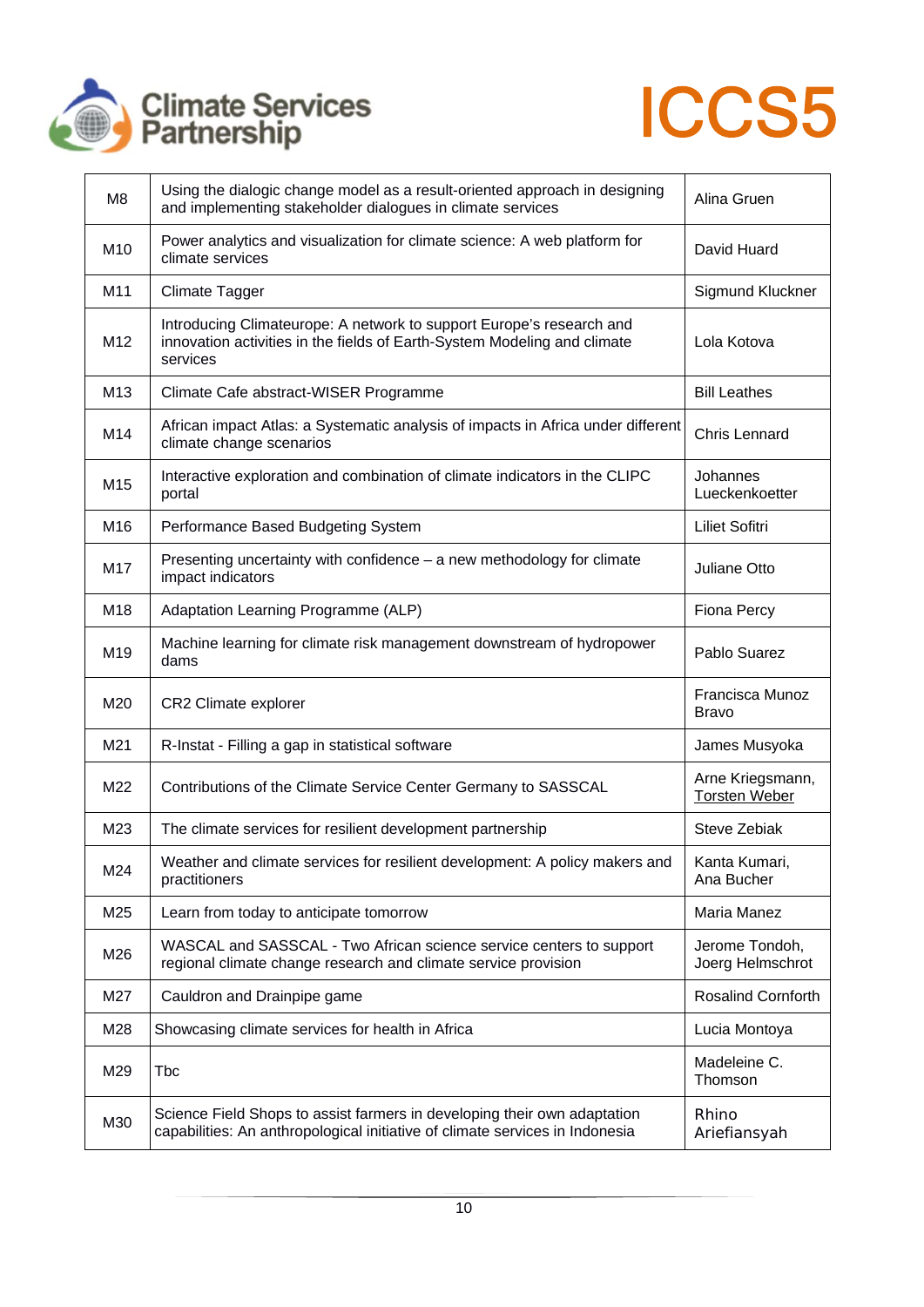| M8 | Using the dialogic change model as a result-oriented approach in designing and implementing stakeholder dialogues in climate services | Alina Gruen |
|---|---|---|
| M10 | Power analytics and visualization for climate science: A web platform for climate services | David Huard |
| M11 | Climate Tagger | Sigmund Kluckner |
| M12 | Introducing Climateurope: A network to support Europe's research and innovation activities in the fields of Earth-System Modeling and climate services | Lola Kotova |
| M13 | Climate Cafe abstract-WISER Programme | Bill Leathes |
| M14 | African impact Atlas: a Systematic analysis of impacts in Africa under different climate change scenarios | Chris Lennard |
| M15 | Interactive exploration and combination of climate indicators in the CLIPC portal | Johannes Lueckenkoetter |
| M16 | Performance Based Budgeting System | Liliet Sofitri |
| M17 | Presenting uncertainty with confidence – a new methodology for climate impact indicators | Juliane Otto |
| M18 | Adaptation Learning Programme (ALP) | Fiona Percy |
| M19 | Machine learning for climate risk management downstream of hydropower dams | Pablo Suarez |
| M20 | CR2 Climate explorer | Francisca Munoz Bravo |
| M21 | R-Instat - Filling a gap in statistical software | James Musyoka |
| M22 | Contributions of the Climate Service Center Germany to SASSCAL | Arne Kriegsmann, Torsten Weber |
| M23 | The climate services for resilient development partnership | Steve Zebiak |
| M24 | Weather and climate services for resilient development: A policy makers and practitioners | Kanta Kumari, Ana Bucher |
| M25 | Learn from today to anticipate tomorrow | Maria Manez |
| M26 | WASCAL and SASSCAL - Two African science service centers to support regional climate change research and climate service provision | Jerome Tondoh, Joerg Helmschrot |
| M27 | Cauldron and Drainpipe game | Rosalind Cornforth |
| M28 | Showcasing climate services for health in Africa | Lucia Montoya |
| M29 | Tbc | Madeleine C. Thomson |
| M30 | Science Field Shops to assist farmers in developing their own adaptation capabilities: An anthropological initiative of climate services in Indonesia | Rhino Ariefiansyah |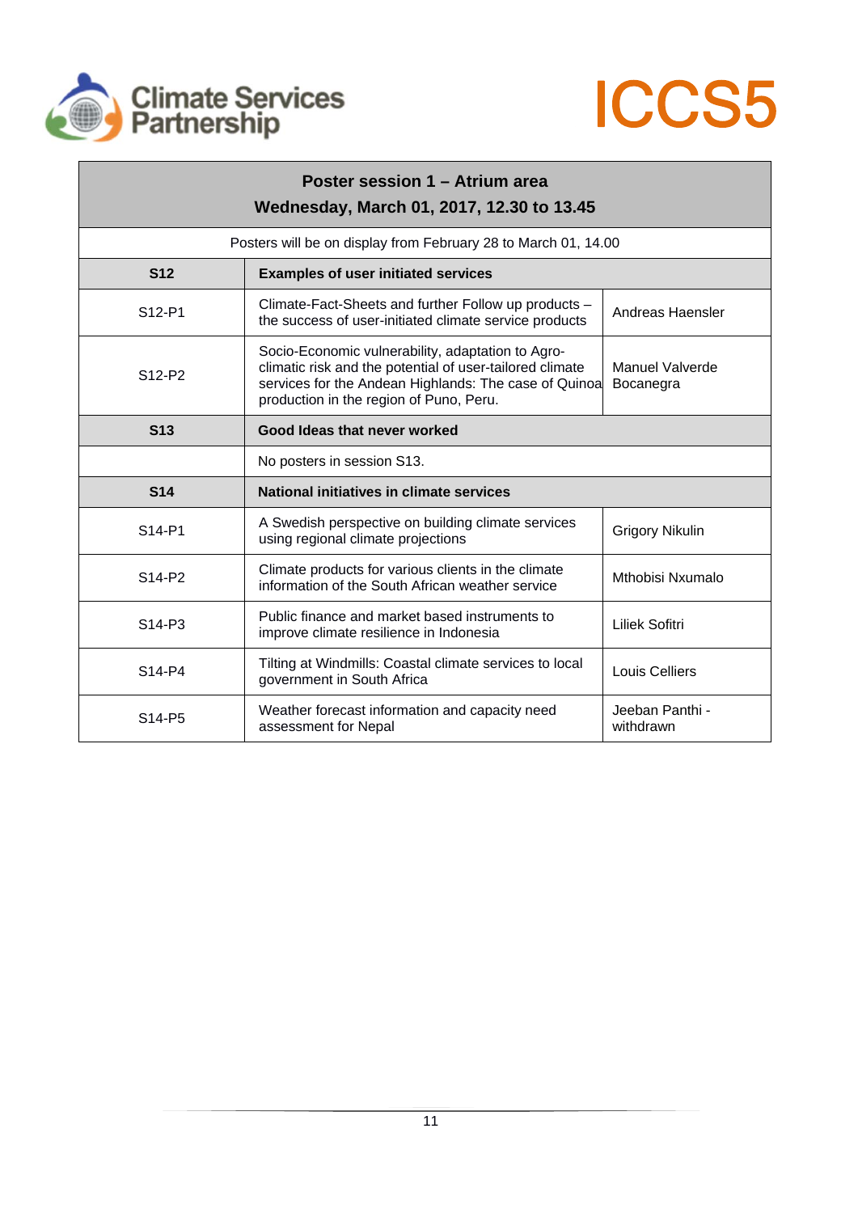Climate Services Partnership

ICCS5

| Poster session 1 – Atrium area<br>Wednesday, March 01, 2017, 12.30 to 13.45 | | |
|---|---|---|
| Posters will be on display from February 28 to March 01, 14.00 | | |
| **S12** | **Examples of user initiated services** | |
| S12-P1 | Climate-Fact-Sheets and further Follow up products – the success of user-initiated climate service products | Andreas Haensler |
| S12-P2 | Socio-Economic vulnerability, adaptation to Agro-climatic risk and the potential of user-tailored climate services for the Andean Highlands: The case of Quinoa production in the region of Puno, Peru. | Manuel Valverde Bocanegra |
| **S13** | **Good Ideas that never worked** | |
| | No posters in session S13. | |
| **S14** | **National initiatives in climate services** | |
| S14-P1 | A Swedish perspective on building climate services using regional climate projections | Grigory Nikulin |
| S14-P2 | Climate products for various clients in the climate information of the South African weather service | Mthobisi Nxumalo |
| S14-P3 | Public finance and market based instruments to improve climate resilience in Indonesia | Liliek Sofitri |
| S14-P4 | Tilting at Windmills: Coastal climate services to local government in South Africa | Louis Celliers |
| S14-P5 | Weather forecast information and capacity need assessment for Nepal | Jeeban Panthi - withdrawn |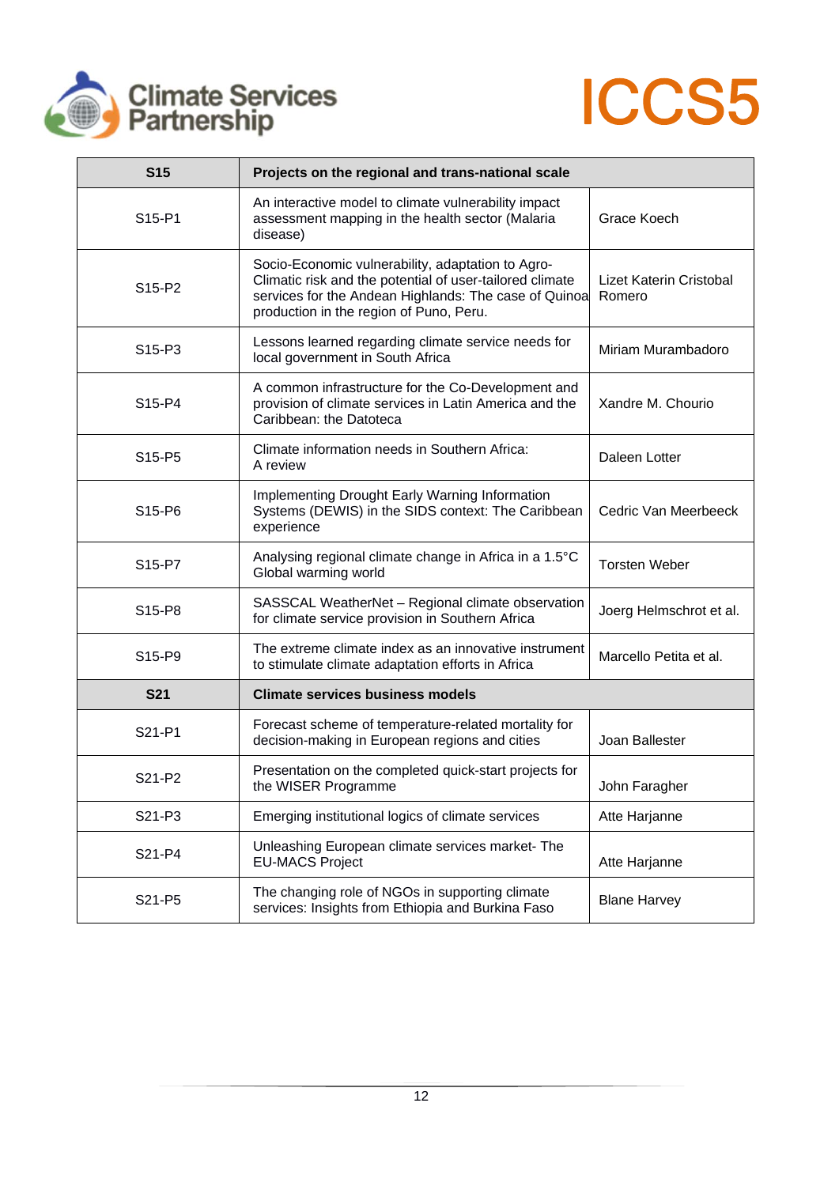| S15 | Projects on the regional and trans-national scale | |
|---|---|---|
| S15-P1 | An interactive model to climate vulnerability impact assessment mapping in the health sector (Malaria disease) | Grace Koech |
| S15-P2 | Socio-Economic vulnerability, adaptation to Agro-Climatic risk and the potential of user-tailored climate services for the Andean Highlands: The case of Quinoa production in the region of Puno, Peru. | Lizet Katerin Cristobal Romero |
| S15-P3 | Lessons learned regarding climate service needs for local government in South Africa | Miriam Murambadoro |
| S15-P4 | A common infrastructure for the Co-Development and provision of climate services in Latin America and the Caribbean: the Datoteca | Xandre M. Chourio |
| S15-P5 | Climate information needs in Southern Africa: A review | Daleen Lotter |
| S15-P6 | Implementing Drought Early Warning Information Systems (DEWIS) in the SIDS context: The Caribbean experience | Cedric Van Meerbeeck |
| S15-P7 | Analysing regional climate change in Africa in a 1.5°C Global warming world | Torsten Weber |
| S15-P8 | SASSCAL WeatherNet – Regional climate observation for climate service provision in Southern Africa | Joerg Helmschrot et al. |
| S15-P9 | The extreme climate index as an innovative instrument to stimulate climate adaptation efforts in Africa | Marcello Petita et al. |
| **S21** | **Climate services business models** | |
| S21-P1 | Forecast scheme of temperature-related mortality for decision-making in European regions and cities | Joan Ballester |
| S21-P2 | Presentation on the completed quick-start projects for the WISER Programme | John Faragher |
| S21-P3 | Emerging institutional logics of climate services | Atte Harjanne |
| S21-P4 | Unleashing European climate services market- The EU-MACS Project | Atte Harjanne |
| S21-P5 | The changing role of NGOs in supporting climate services: Insights from Ethiopia and Burkina Faso | Blane Harvey |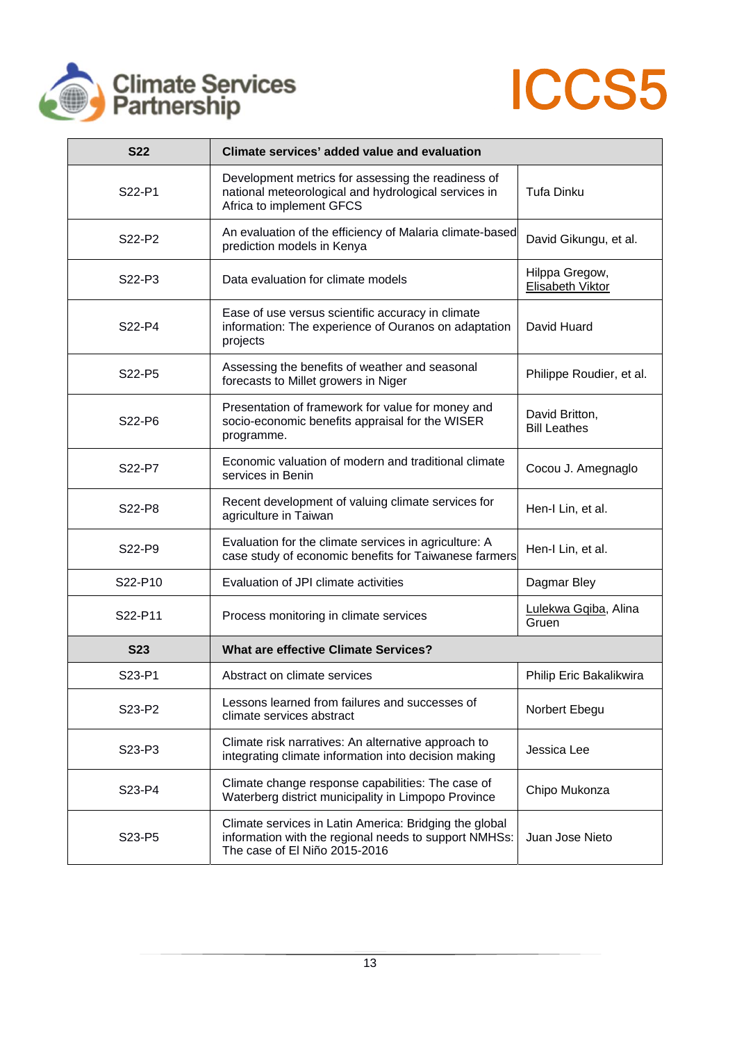| S22 | Climate services' added value and evaluation | |
|---|---|---|
| S22-P1 | Development metrics for assessing the readiness of national meteorological and hydrological services in Africa to implement GFCS | Tufa Dinku |
| S22-P2 | An evaluation of the efficiency of Malaria climate-based prediction models in Kenya | David Gikungu, et al. |
| S22-P3 | Data evaluation for climate models | Hilppa Gregow, Elisabeth Viktor |
| S22-P4 | Ease of use versus scientific accuracy in climate information: The experience of Ouranos on adaptation projects | David Huard |
| S22-P5 | Assessing the benefits of weather and seasonal forecasts to Millet growers in Niger | Philippe Roudier, et al. |
| S22-P6 | Presentation of framework for value for money and socio-economic benefits appraisal for the WISER programme. | David Britton, Bill Leathes |
| S22-P7 | Economic valuation of modern and traditional climate services in Benin | Cocou J. Amegnaglo |
| S22-P8 | Recent development of valuing climate services for agriculture in Taiwan | Hen-I Lin, et al. |
| S22-P9 | Evaluation for the climate services in agriculture: A case study of economic benefits for Taiwanese farmers | Hen-I Lin, et al. |
| S22-P10 | Evaluation of JPI climate activities | Dagmar Bley |
| S22-P11 | Process monitoring in climate services | Lulekwa Gqiba, Alina Gruen |
| **S23** | **What are effective Climate Services?** | |
| S23-P1 | Abstract on climate services | Philip Eric Bakalikwira |
| S23-P2 | Lessons learned from failures and successes of climate services abstract | Norbert Ebegu |
| S23-P3 | Climate risk narratives: An alternative approach to integrating climate information into decision making | Jessica Lee |
| S23-P4 | Climate change response capabilities: The case of Waterberg district municipality in Limpopo Province | Chipo Mukonza |
| S23-P5 | Climate services in Latin America: Bridging the global information with the regional needs to support NMHSs: The case of El Niño 2015-2016 | Juan Jose Nieto |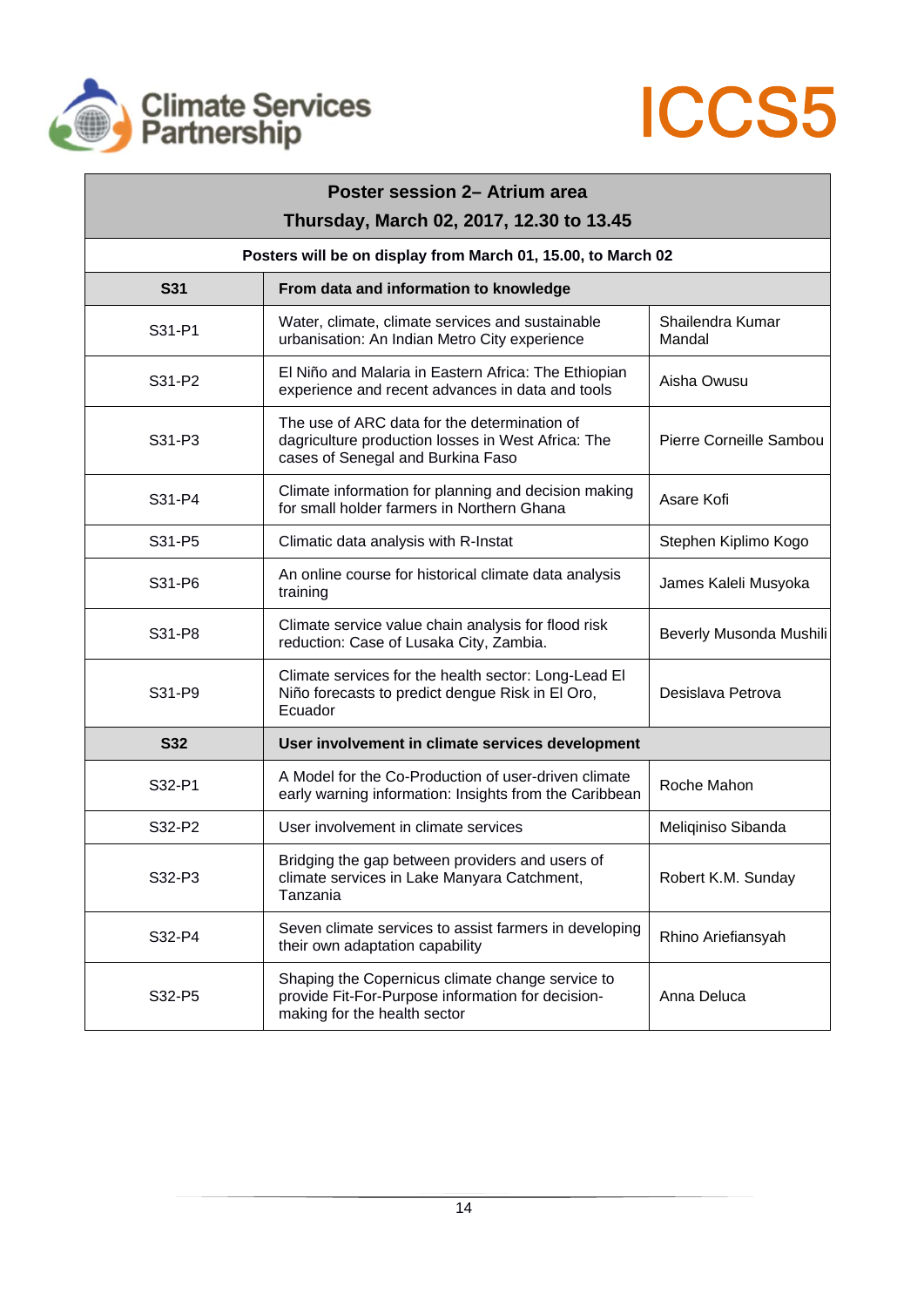Climate Services Partnership

ICCS5

| Poster session 2– Atrium area<br>Thursday, March 02, 2017, 12.30 to 13.45 | | |
|---|---|---|
| **Posters will be on display from March 01, 15.00, to March 02** | | |
| **S31** | **From data and information to knowledge** | |
| S31-P1 | Water, climate, climate services and sustainable urbanisation: An Indian Metro City experience | Shailendra Kumar Mandal |
| S31-P2 | El Niño and Malaria in Eastern Africa: The Ethiopian experience and recent advances in data and tools | Aisha Owusu |
| S31-P3 | The use of ARC data for the determination of dagriculture production losses in West Africa: The cases of Senegal and Burkina Faso | Pierre Corneille Sambou |
| S31-P4 | Climate information for planning and decision making for small holder farmers in Northern Ghana | Asare Kofi |
| S31-P5 | Climatic data analysis with R-Instat | Stephen Kiplimo Kogo |
| S31-P6 | An online course for historical climate data analysis training | James Kaleli Musyoka |
| S31-P8 | Climate service value chain analysis for flood risk reduction: Case of Lusaka City, Zambia. | Beverly Musonda Mushili |
| S31-P9 | Climate services for the health sector: Long-Lead El Niño forecasts to predict dengue Risk in El Oro, Ecuador | Desislava Petrova |
| **S32** | **User involvement in climate services development** | |
| S32-P1 | A Model for the Co-Production of user-driven climate early warning information: Insights from the Caribbean | Roche Mahon |
| S32-P2 | User involvement in climate services | Meliqiniso Sibanda |
| S32-P3 | Bridging the gap between providers and users of climate services in Lake Manyara Catchment, Tanzania | Robert K.M. Sunday |
| S32-P4 | Seven climate services to assist farmers in developing their own adaptation capability | Rhino Ariefiansyah |
| S32-P5 | Shaping the Copernicus climate change service to provide Fit-For-Purpose information for decision-making for the health sector | Anna Deluca |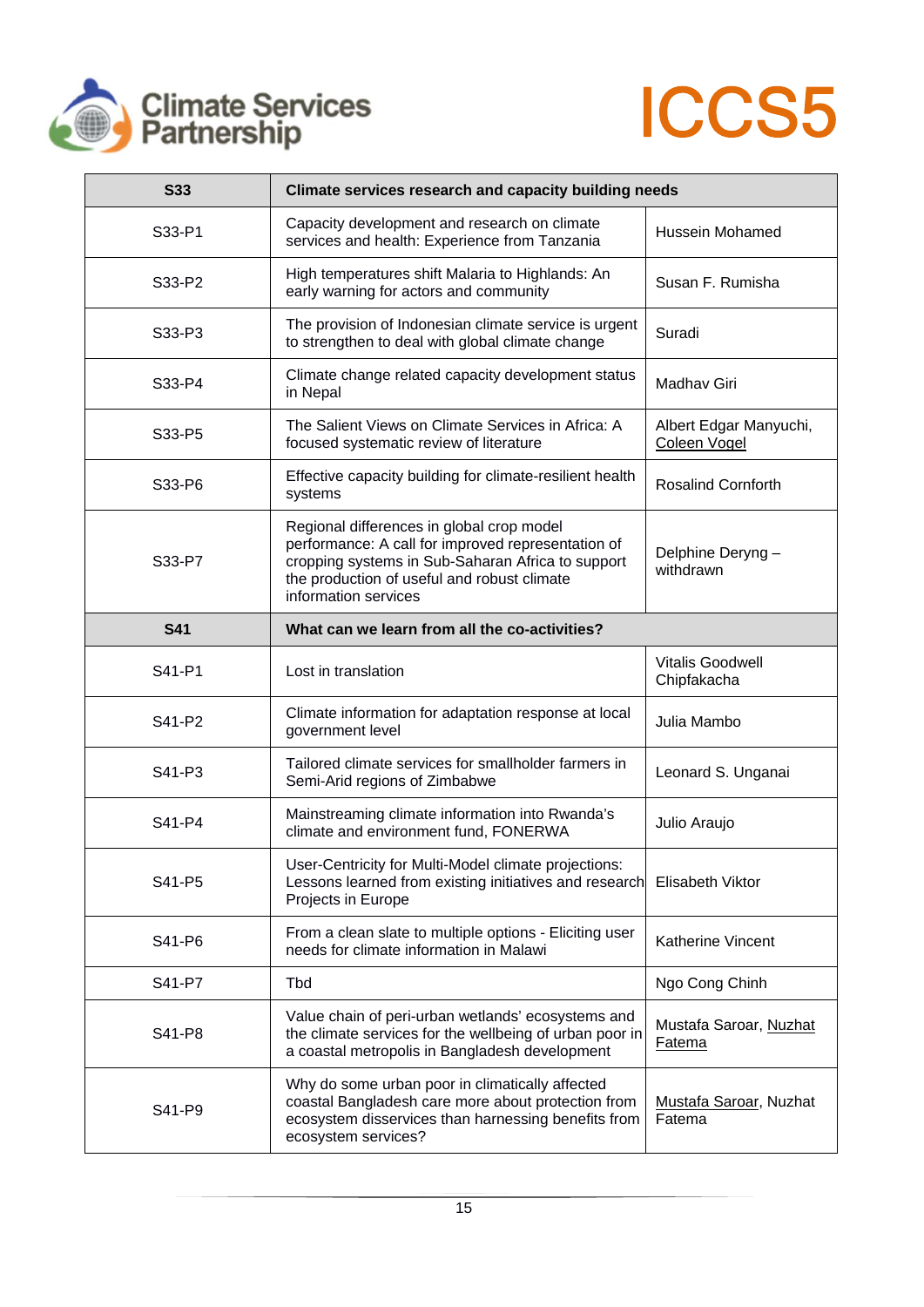| S33 | Climate services research and capacity building needs | |
|---|---|---|
| S33-P1 | Capacity development and research on climate services and health: Experience from Tanzania | Hussein Mohamed |
| S33-P2 | High temperatures shift Malaria to Highlands: An early warning for actors and community | Susan F. Rumisha |
| S33-P3 | The provision of Indonesian climate service is urgent to strengthen to deal with global climate change | Suradi |
| S33-P4 | Climate change related capacity development status in Nepal | Madhav Giri |
| S33-P5 | The Salient Views on Climate Services in Africa: A focused systematic review of literature | Albert Edgar Manyuchi, Coleen Vogel |
| S33-P6 | Effective capacity building for climate-resilient health systems | Rosalind Cornforth |
| S33-P7 | Regional differences in global crop model performance: A call for improved representation of cropping systems in Sub-Saharan Africa to support the production of useful and robust climate information services | Delphine Deryng – withdrawn |
| **S41** | **What can we learn from all the co-activities?** | |
| S41-P1 | Lost in translation | Vitalis Goodwell Chipfakacha |
| S41-P2 | Climate information for adaptation response at local government level | Julia Mambo |
| S41-P3 | Tailored climate services for smallholder farmers in Semi-Arid regions of Zimbabwe | Leonard S. Unganai |
| S41-P4 | Mainstreaming climate information into Rwanda's climate and environment fund, FONERWA | Julio Araujo |
| S41-P5 | User-Centricity for Multi-Model climate projections: Lessons learned from existing initiatives and research Projects in Europe | Elisabeth Viktor |
| S41-P6 | From a clean slate to multiple options - Eliciting user needs for climate information in Malawi | Katherine Vincent |
| S41-P7 | Tbd | Ngo Cong Chinh |
| S41-P8 | Value chain of peri-urban wetlands' ecosystems and the climate services for the wellbeing of urban poor in a coastal metropolis in Bangladesh development | Mustafa Saroar, Nuzhat Fatema |
| S41-P9 | Why do some urban poor in climatically affected coastal Bangladesh care more about protection from ecosystem disservices than harnessing benefits from ecosystem services? | Mustafa Saroar, Nuzhat Fatema |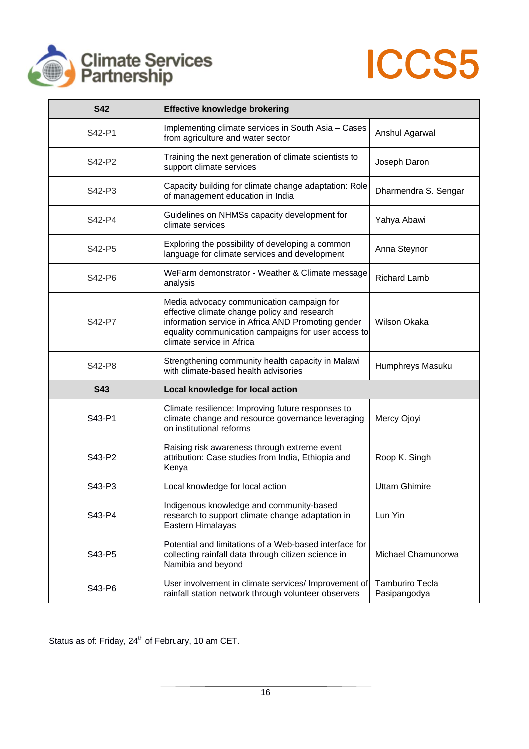| S42 | Effective knowledge brokering | |
|---|---|---|
| S42-P1 | Implementing climate services in South Asia – Cases from agriculture and water sector | Anshul Agarwal |
| S42-P2 | Training the next generation of climate scientists to support climate services | Joseph Daron |
| S42-P3 | Capacity building for climate change adaptation: Role of management education in India | Dharmendra S. Sengar |
| S42-P4 | Guidelines on NHMSs capacity development for climate services | Yahya Abawi |
| S42-P5 | Exploring the possibility of developing a common language for climate services and development | Anna Steynor |
| S42-P6 | WeFarm demonstrator - Weather & Climate message analysis | Richard Lamb |
| S42-P7 | Media advocacy communication campaign for effective climate change policy and research information service in Africa AND Promoting gender equality communication campaigns for user access to climate service in Africa | Wilson Okaka |
| S42-P8 | Strengthening community health capacity in Malawi with climate-based health advisories | Humphreys Masuku |
| **S43** | **Local knowledge for local action** | |
| S43-P1 | Climate resilience: Improving future responses to climate change and resource governance leveraging on institutional reforms | Mercy Ojoyi |
| S43-P2 | Raising risk awareness through extreme event attribution: Case studies from India, Ethiopia and Kenya | Roop K. Singh |
| S43-P3 | Local knowledge for local action | Uttam Ghimire |
| S43-P4 | Indigenous knowledge and community-based research to support climate change adaptation in Eastern Himalayas | Lun Yin |
| S43-P5 | Potential and limitations of a Web-based interface for collecting rainfall data through citizen science in Namibia and beyond | Michael Chamunorwa |
| S43-P6 | User involvement in climate services/ Improvement of rainfall station network through volunteer observers | Tamburiro Tecla Pasipangodya |

Status as of: Friday, 24th of February, 10 am CET.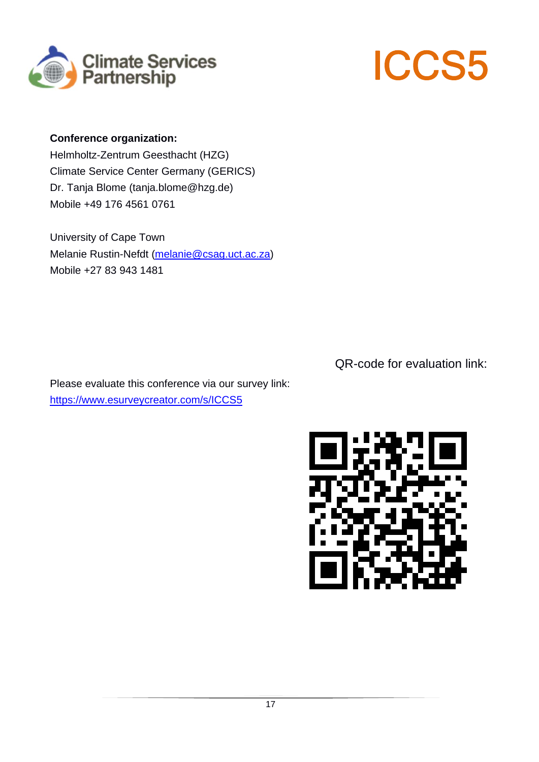Climate Services Partnership

ICCS5

**Conference organization:**
Helmholtz-Zentrum Geesthacht (HZG)
Climate Service Center Germany (GERICS)
Dr. Tanja Blome (tanja.blome@hzg.de)
Mobile +49 176 4561 0761

University of Cape Town
Melanie Rustin-Nefdt ([melanie@csag.uct.ac.za](mailto:melanie@csag.uct.ac.za))
Mobile +27 83 943 1481

QR-code for evaluation link:

Please evaluate this conference via our survey link:
[https://www.esurveycreator.com/s/ICCS5](https://www.esurveycreator.com/s/ICCS5)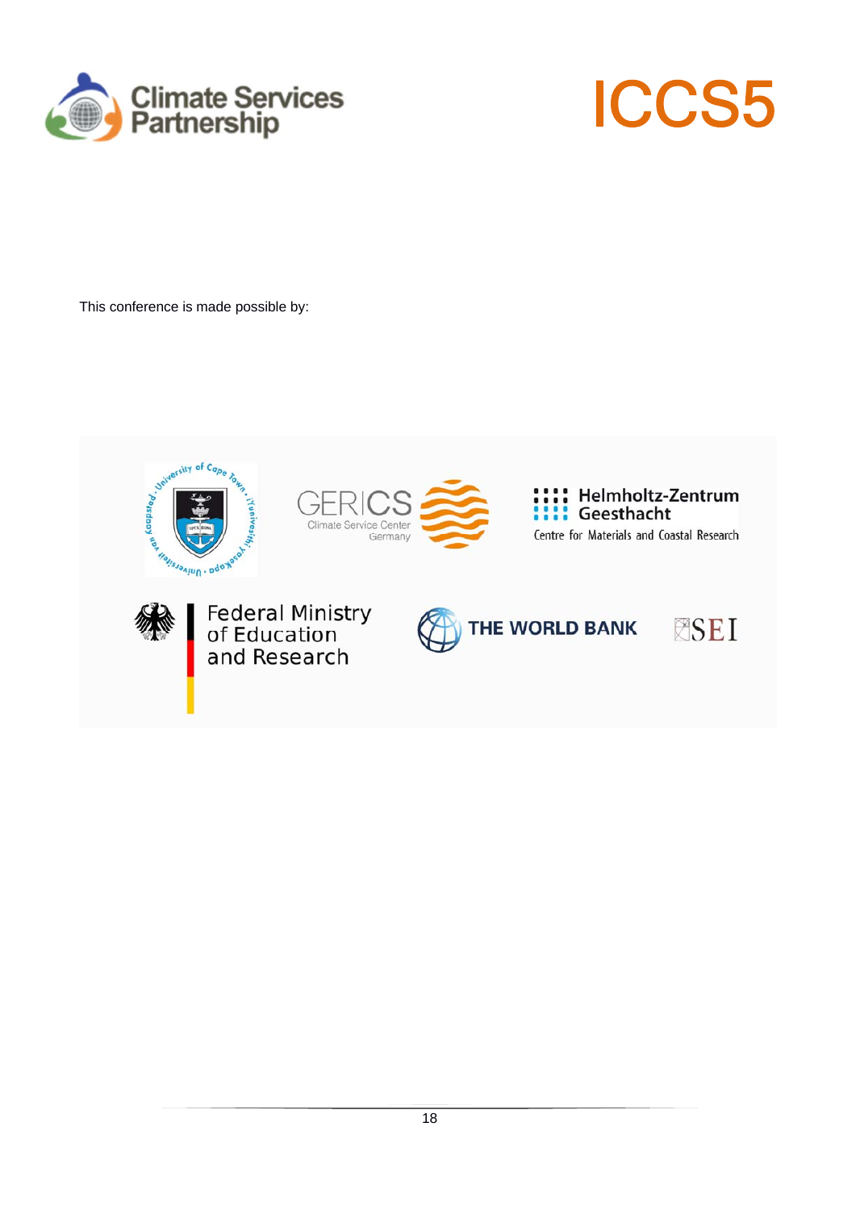Climate Services Partnership

ICCS5

This conference is made possible by:

University of Cape Town · iYunivesithi yaseKapa · Universiteit van Kaapstad

GERICS
Climate Service Center
Germany

Helmholtz-Zentrum
Geesthacht
Centre for Materials and Coastal Research

Federal Ministry
of Education
and Research

THE WORLD BANK

SEI